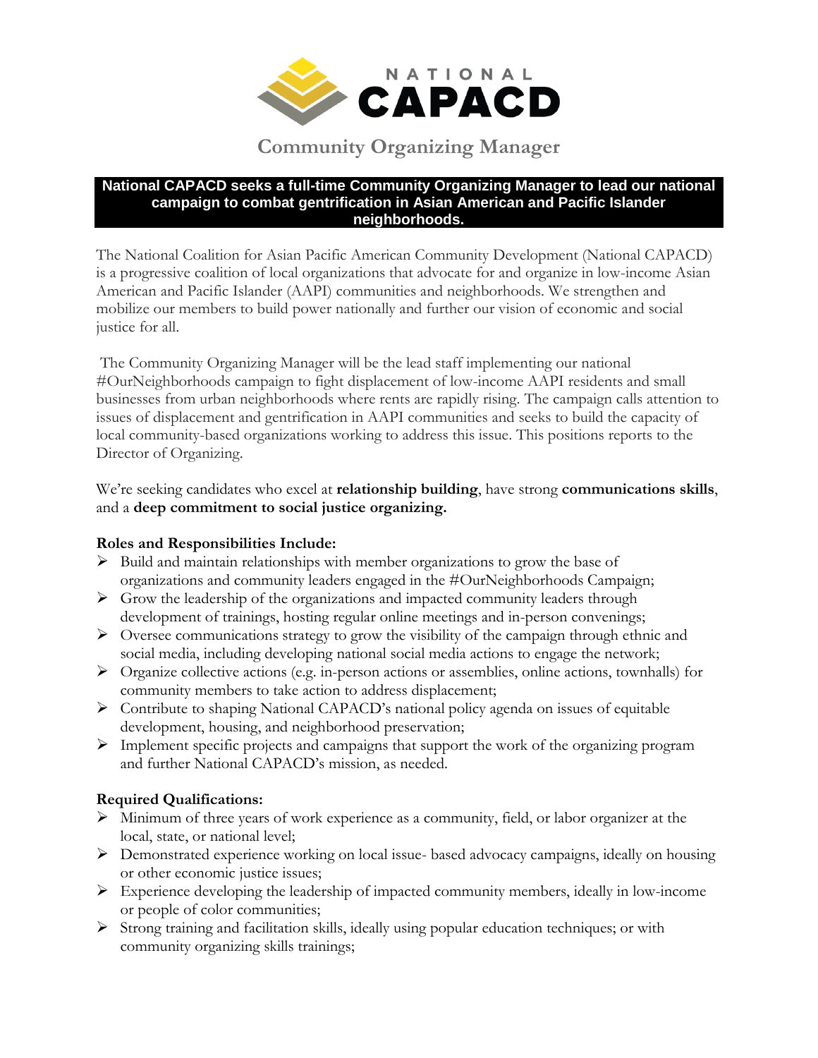NATIONAL CAPACD

# Community Organizing Manager

**National CAPACD seeks a full-time Community Organizing Manager to lead our national campaign to combat gentrification in Asian American and Pacific Islander neighborhoods.**

The National Coalition for Asian Pacific American Community Development (National CAPACD) is a progressive coalition of local organizations that advocate for and organize in low-income Asian American and Pacific Islander (AAPI) communities and neighborhoods. We strengthen and mobilize our members to build power nationally and further our vision of economic and social justice for all.

The Community Organizing Manager will be the lead staff implementing our national #OurNeighborhoods campaign to fight displacement of low-income AAPI residents and small businesses from urban neighborhoods where rents are rapidly rising. The campaign calls attention to issues of displacement and gentrification in AAPI communities and seeks to build the capacity of local community-based organizations working to address this issue. This positions reports to the Director of Organizing.

We're seeking candidates who excel at **relationship building**, have strong **communications skills**, and a **deep commitment to social justice organizing.**

**Roles and Responsibilities Include:**

- Build and maintain relationships with member organizations to grow the base of organizations and community leaders engaged in the #OurNeighborhoods Campaign;
- Grow the leadership of the organizations and impacted community leaders through development of trainings, hosting regular online meetings and in-person convenings;
- Oversee communications strategy to grow the visibility of the campaign through ethnic and social media, including developing national social media actions to engage the network;
- Organize collective actions (e.g. in-person actions or assemblies, online actions, townhalls) for community members to take action to address displacement;
- Contribute to shaping National CAPACD's national policy agenda on issues of equitable development, housing, and neighborhood preservation;
- Implement specific projects and campaigns that support the work of the organizing program and further National CAPACD's mission, as needed.

**Required Qualifications:**

- Minimum of three years of work experience as a community, field, or labor organizer at the local, state, or national level;
- Demonstrated experience working on local issue- based advocacy campaigns, ideally on housing or other economic justice issues;
- Experience developing the leadership of impacted community members, ideally in low-income or people of color communities;
- Strong training and facilitation skills, ideally using popular education techniques; or with community organizing skills trainings;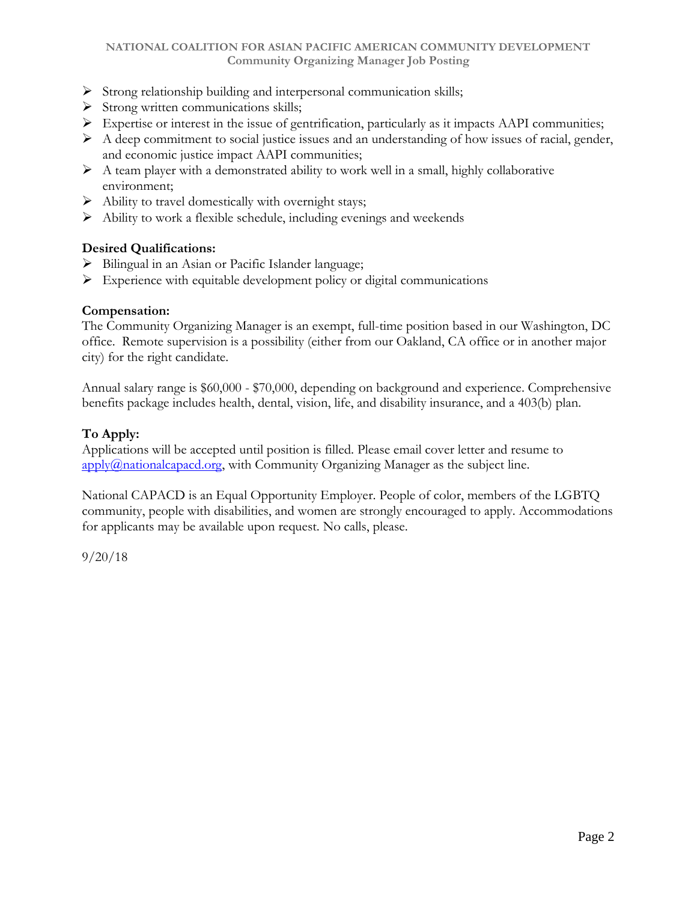- Strong relationship building and interpersonal communication skills;
- Strong written communications skills;
- Expertise or interest in the issue of gentrification, particularly as it impacts AAPI communities;
- A deep commitment to social justice issues and an understanding of how issues of racial, gender, and economic justice impact AAPI communities;
- A team player with a demonstrated ability to work well in a small, highly collaborative environment;
- Ability to travel domestically with overnight stays;
- Ability to work a flexible schedule, including evenings and weekends

**Desired Qualifications:**

- Bilingual in an Asian or Pacific Islander language;
- Experience with equitable development policy or digital communications

**Compensation:**

The Community Organizing Manager is an exempt, full-time position based in our Washington, DC office. Remote supervision is a possibility (either from our Oakland, CA office or in another major city) for the right candidate.

Annual salary range is $60,000 - $70,000, depending on background and experience. Comprehensive benefits package includes health, dental, vision, life, and disability insurance, and a 403(b) plan.

**To Apply:**

Applications will be accepted until position is filled. Please email cover letter and resume to apply@nationalcapacd.org, with Community Organizing Manager as the subject line.

National CAPACD is an Equal Opportunity Employer. People of color, members of the LGBTQ community, people with disabilities, and women are strongly encouraged to apply. Accommodations for applicants may be available upon request. No calls, please.

9/20/18